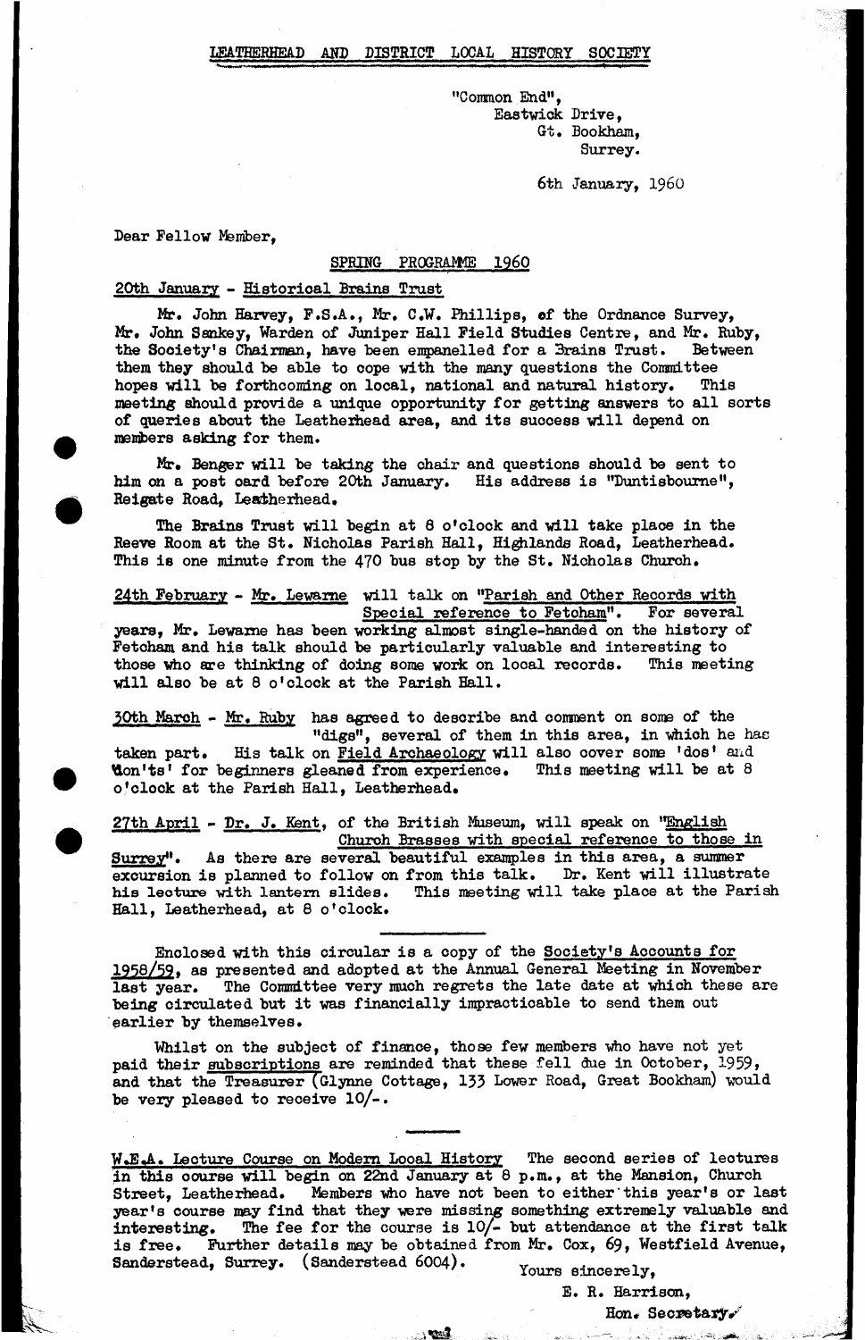# LEATHERHEAD AND DISTRICT LOCAL HISTORY SOCIETY

"Common End",
Eastwick Drive,
Gt. Bookham,
Surrey.

6th January, 1960

Dear Fellow Member,

## SPRING PROGRAMME 1960

**20th January - Historical Brains Trust**

Mr. John Harvey, F.S.A., Mr. C.W. Phillips, of the Ordnance Survey, Mr. John Sankey, Warden of Juniper Hall Field Studies Centre, and Mr. Ruby, the Society's Chairman, have been empanelled for a Brains Trust. Between them they should be able to cope with the many questions the Committee hopes will be forthcoming on local, national and natural history. This meeting should provide a unique opportunity for getting answers to all sorts of queries about the Leatherhead area, and its success will depend on members asking for them.

Mr. Benger will be taking the chair and questions should be sent to him on a post card before 20th January. His address is "Duntisbourne", Reigate Road, Leatherhead.

The Brains Trust will begin at 8 o'clock and will take place in the Reeve Room at the St. Nicholas Parish Hall, Highlands Road, Leatherhead. This is one minute from the 470 bus stop by the St. Nicholas Church.

**24th February - Mr. Lewarne** will talk on "Parish and Other Records with Special reference to Fetcham". For several years, Mr. Lewarne has been working almost single-handed on the history of Fetcham and his talk should be particularly valuable and interesting to those who are thinking of doing some work on local records. This meeting will also be at 8 o'clock at the Parish Hall.

**30th March - Mr. Ruby** has agreed to describe and comment on some of the "digs", several of them in this area, in which he has taken part. His talk on Field Archaeology will also cover some 'dos' and 'don'ts' for beginners gleaned from experience. This meeting will be at 8 o'clock at the Parish Hall, Leatherhead.

**27th April - Dr. J. Kent**, of the British Museum, will speak on "English Church Brasses with special reference to those in Surrey". As there are several beautiful examples in this area, a summer excursion is planned to follow on from this talk. Dr. Kent will illustrate his lecture with lantern slides. This meeting will take place at the Parish Hall, Leatherhead, at 8 o'clock.

---

Enclosed with this circular is a copy of the Society's Accounts for 1958/59, as presented and adopted at the Annual General Meeting in November last year. The Committee very much regrets the late date at which these are being circulated but it was financially impracticable to send them out earlier by themselves.

Whilst on the subject of finance, those few members who have not yet paid their subscriptions are reminded that these fell due in October, 1959, and that the Treasurer (Glynne Cottage, 133 Lower Road, Great Bookham) would be very pleased to receive 10/-.

---

**W.E.A. Lecture Course on Modern Local History** The second series of lectures in this course will begin on 22nd January at 8 p.m., at the Mansion, Church Street, Leatherhead. Members who have not been to either this year's or last year's course may find that they were missing something extremely valuable and interesting. The fee for the course is 10/- but attendance at the first talk is free. Further details may be obtained from Mr. Cox, 69, Westfield Avenue, Sanderstead, Surrey. (Sanderstead 6004).

Yours sincerely,

E. R. Harrison,

Hon. Secretary.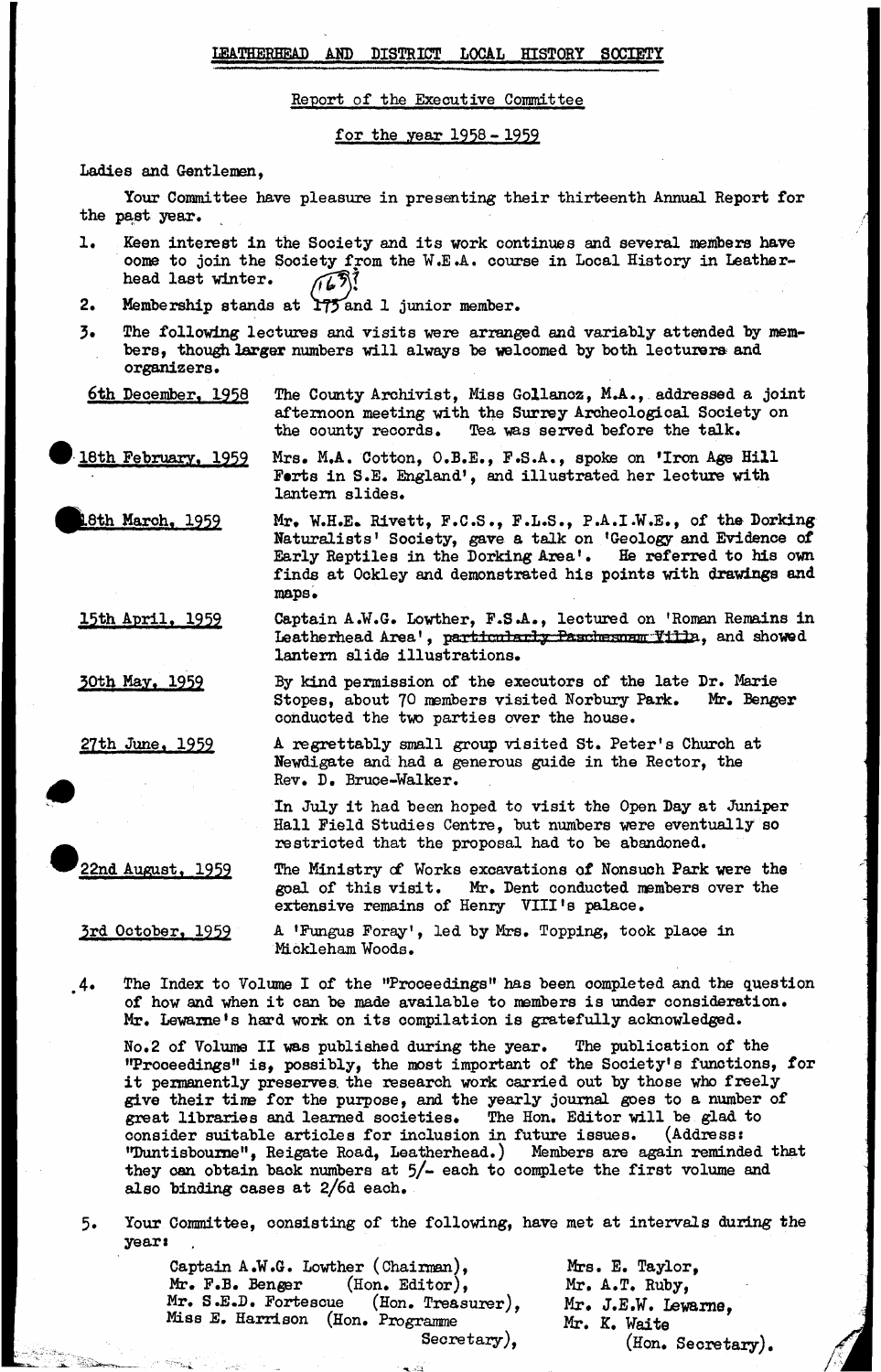LEATHERHEAD AND DISTRICT LOCAL HISTORY SOCIETY

Report of the Executive Committee

for the year 1958 - 1959

Ladies and Gentlemen,

Your Committee have pleasure in presenting their thirteenth Annual Report for the past year.

1. Keen interest in the Society and its work continues and several members have come to join the Society from the W.E.A. course in Local History in Leatherhead last winter.

2. Membership stands at ~~175~~ (167)? and 1 junior member.

3. The following lectures and visits were arranged and variably attended by members, though larger numbers will always be welcomed by both lecturers and organizers.

6th December, 1958 — The County Archivist, Miss Gollancz, M.A., addressed a joint afternoon meeting with the Surrey Archeological Society on the county records. Tea was served before the talk.

18th February, 1959 — Mrs. M.A. Cotton, O.B.E., F.S.A., spoke on 'Iron Age Hill Forts in S.E. England', and illustrated her lecture with lantern slides.

18th March, 1959 — Mr. W.H.E. Rivett, F.C.S., F.L.S., P.A.I.W.E., of the Dorking Naturalists' Society, gave a talk on 'Geology and Evidence of Early Reptiles in the Dorking Area'. He referred to his own finds at Ockley and demonstrated his points with drawings and maps.

15th April, 1959 — Captain A.W.G. Lowther, F.S.A., lectured on 'Roman Remains in Leatherhead Area', ~~particularly Paschesnam Villa~~, and showed lantern slide illustrations.

30th May, 1959 — By kind permission of the executors of the late Dr. Marie Stopes, about 70 members visited Norbury Park. Mr. Benger conducted the two parties over the house.

27th June, 1959 — A regrettably small group visited St. Peter's Church at Newdigate and had a generous guide in the Rector, the Rev. D. Bruce-Walker.

In July it had been hoped to visit the Open Day at Juniper Hall Field Studies Centre, but numbers were eventually so restricted that the proposal had to be abandoned.

22nd August, 1959 — The Ministry of Works excavations of Nonsuch Park were the goal of this visit. Mr. Dent conducted members over the extensive remains of Henry VIII's palace.

3rd October, 1959 — A 'Fungus Foray', led by Mrs. Topping, took place in Mickleham Woods.

4. The Index to Volume I of the "Proceedings" has been completed and the question of how and when it can be made available to members is under consideration. Mr. Lewarne's hard work on its compilation is gratefully acknowledged.

   No.2 of Volume II was published during the year. The publication of the "Proceedings" is, possibly, the most important of the Society's functions, for it permanently preserves the research work carried out by those who freely give their time for the purpose, and the yearly journal goes to a number of great libraries and learned societies. The Hon. Editor will be glad to consider suitable articles for inclusion in future issues. (Address: "Duntisbourne", Reigate Road, Leatherhead.) Members are again reminded that they can obtain back numbers at 5/- each to complete the first volume and also binding cases at 2/6d each.

5. Your Committee, consisting of the following, have met at intervals during the year:

   Captain A.W.G. Lowther (Chairman),
   Mr. F.B. Benger (Hon. Editor),
   Mr. S.E.D. Fortescue (Hon. Treasurer),
   Miss E. Harrison (Hon. Programme Secretary),
   Mrs. E. Taylor,
   Mr. A.T. Ruby,
   Mr. J.E.W. Lewarne,
   Mr. K. Waite (Hon. Secretary).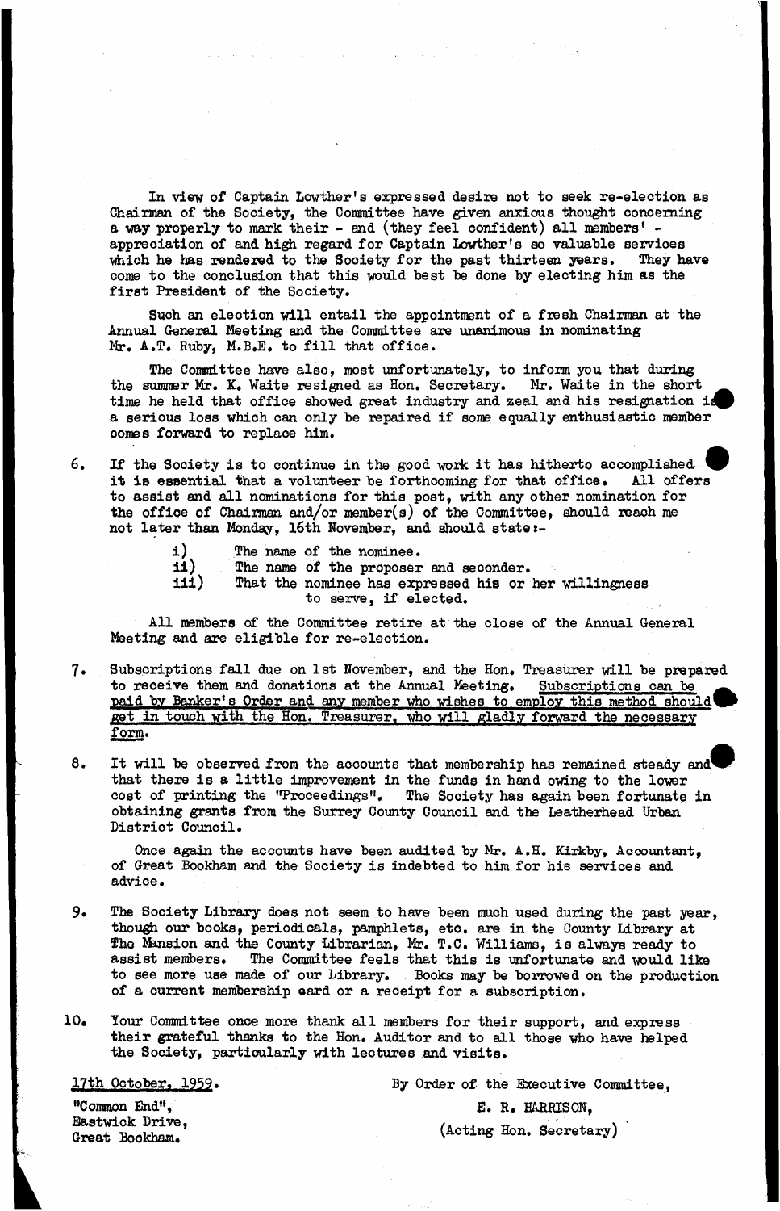In view of Captain Lowther's expressed desire not to seek re-election as Chairman of the Society, the Committee have given anxious thought concerning a way properly to mark their - and (they feel confident) all members' - appreciation of and high regard for Captain Lowther's so valuable services which he has rendered to the Society for the past thirteen years. They have come to the conclusion that this would best be done by electing him as the first President of the Society.

Such an election will entail the appointment of a fresh Chairman at the Annual General Meeting and the Committee are unanimous in nominating Mr. A.T. Ruby, M.B.E. to fill that office.

The Committee have also, most unfortunately, to inform you that during the summer Mr. K. Waite resigned as Hon. Secretary. Mr. Waite in the short time he held that office showed great industry and zeal and his resignation is a serious loss which can only be repaired if some equally enthusiastic member comes forward to replace him.

6. If the Society is to continue in the good work it has hitherto accomplished it is essential that a volunteer be forthcoming for that office. All offers to assist and all nominations for this post, with any other nomination for the office of Chairman and/or member(s) of the Committee, should reach me not later than Monday, 16th November, and should state:-

   i) The name of the nominee.
   ii) The name of the proposer and seconder.
   iii) That the nominee has expressed his or her willingness to serve, if elected.

   All members of the Committee retire at the close of the Annual General Meeting and are eligible for re-election.

7. Subscriptions fall due on 1st November, and the Hon. Treasurer will be prepared to receive them and donations at the Annual Meeting. <u>Subscriptions can be paid by Banker's Order and any member who wishes to employ this method should get in touch with the Hon. Treasurer, who will gladly forward the necessary form.</u>

8. It will be observed from the accounts that membership has remained steady and that there is a little improvement in the funds in hand owing to the lower cost of printing the "Proceedings". The Society has again been fortunate in obtaining grants from the Surrey County Council and the Leatherhead Urban District Council.

   Once again the accounts have been audited by Mr. A.H. Kirkby, Accountant, of Great Bookham and the Society is indebted to him for his services and advice.

9. The Society Library does not seem to have been much used during the past year, though our books, periodicals, pamphlets, etc. are in the County Library at The Mansion and the County Librarian, Mr. T.C. Williams, is always ready to assist members. The Committee feels that this is unfortunate and would like to see more use made of our Library. Books may be borrowed on the production of a current membership card or a receipt for a subscription.

10. Your Committee once more thank all members for their support, and express their grateful thanks to the Hon. Auditor and to all those who have helped the Society, particularly with lectures and visits.

<u>17th October, 1959.</u>

"Common End",
Eastwick Drive,
Great Bookham.

By Order of the Executive Committee,

E. R. HARRISON,

(Acting Hon. Secretary)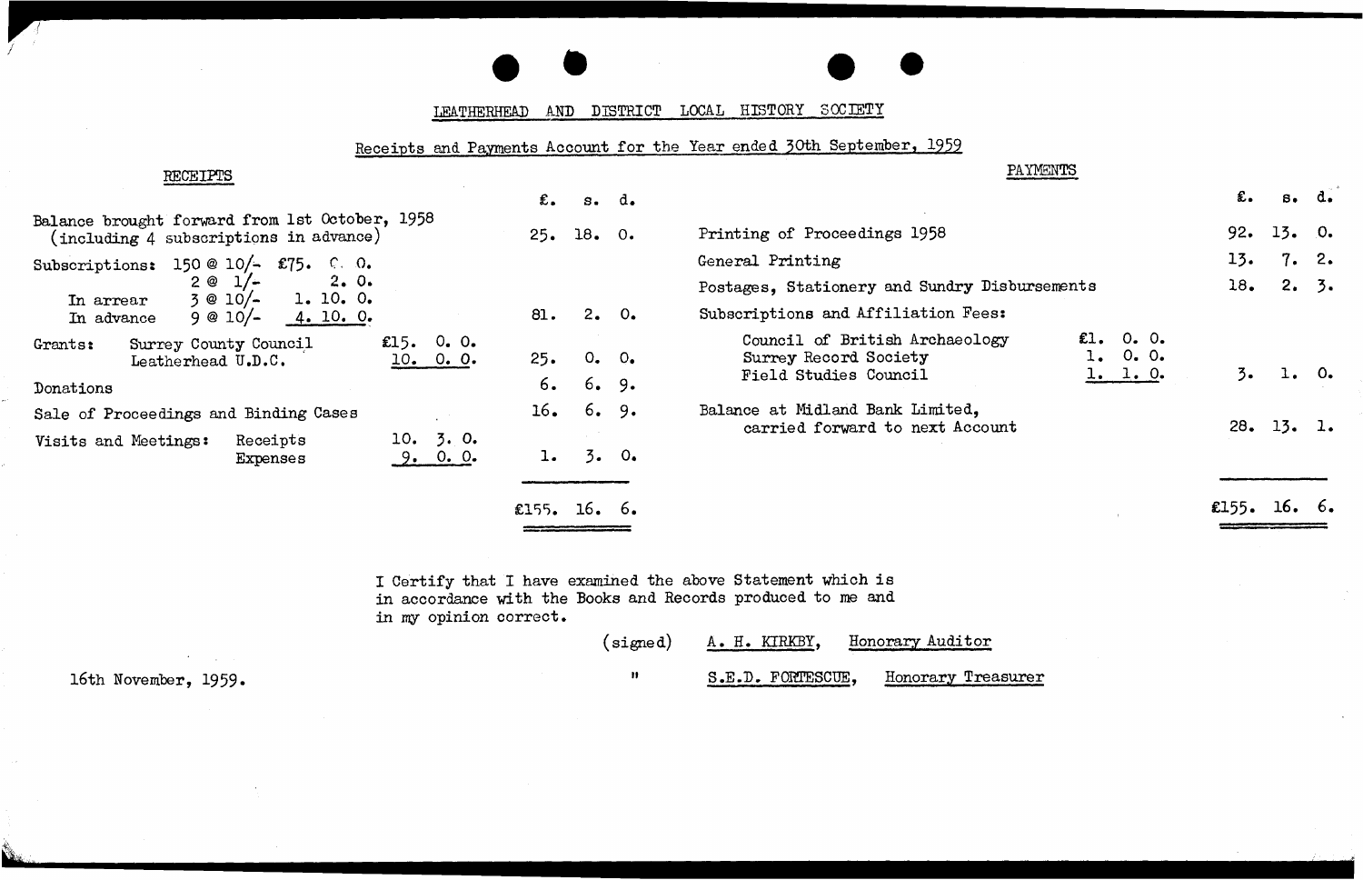LEATHERHEAD AND DISTRICT LOCAL HISTORY SOCIETY

Receipts and Payments Account for the Year ended 30th September, 1959

| RECEIPTS | | | £. s. d. |
|---|---|---|---|
| Balance brought forward from 1st October, 1958 (including 4 subscriptions in advance) | | | 25. 18. 0. |
| Subscriptions: | 150 @ 10/- | £75. 0. 0. | |
| | 2 @ 1/- | 2. 0. | |
| In arrear | 3 @ 10/- | 1. 10. 0. | |
| In advance | 9 @ 10/- | 4. 10. 0. | 81. 2. 0. |
| Grants: | Surrey County Council | £15. 0. 0. | |
| | Leatherhead U.D.C. | 10. 0. 0. | 25. 0. 0. |
| Donations | | | 6. 6. 9. |
| Sale of Proceedings and Binding Cases | | | 16. 6. 9. |
| Visits and Meetings: | Receipts | 10. 3. 0. | |
| | Expenses | 9. 0. 0. | 1. 3. 0. |
| | | | £155. 16. 6. |

| PAYMENTS | | £. s. d. |
|---|---|---|
| Printing of Proceedings 1958 | | 92. 13. 0. |
| General Printing | | 13. 7. 2. |
| Postages, Stationery and Sundry Disbursements | | 18. 2. 3. |
| Subscriptions and Affiliation Fees: | | |
| Council of British Archaeology | £1. 0. 0. | |
| Surrey Record Society | 1. 0. 0. | |
| Field Studies Council | 1. 1. 0. | 3. 1. 0. |
| Balance at Midland Bank Limited, carried forward to next Account | | 28. 13. 1. |
| | | £155. 16. 6. |

I Certify that I have examined the above Statement which is in accordance with the Books and Records produced to me and in my opinion correct.

(signed) A. H. KIRKBY, Honorary Auditor

" S.E.D. FORTESCUE, Honorary Treasurer

16th November, 1959.